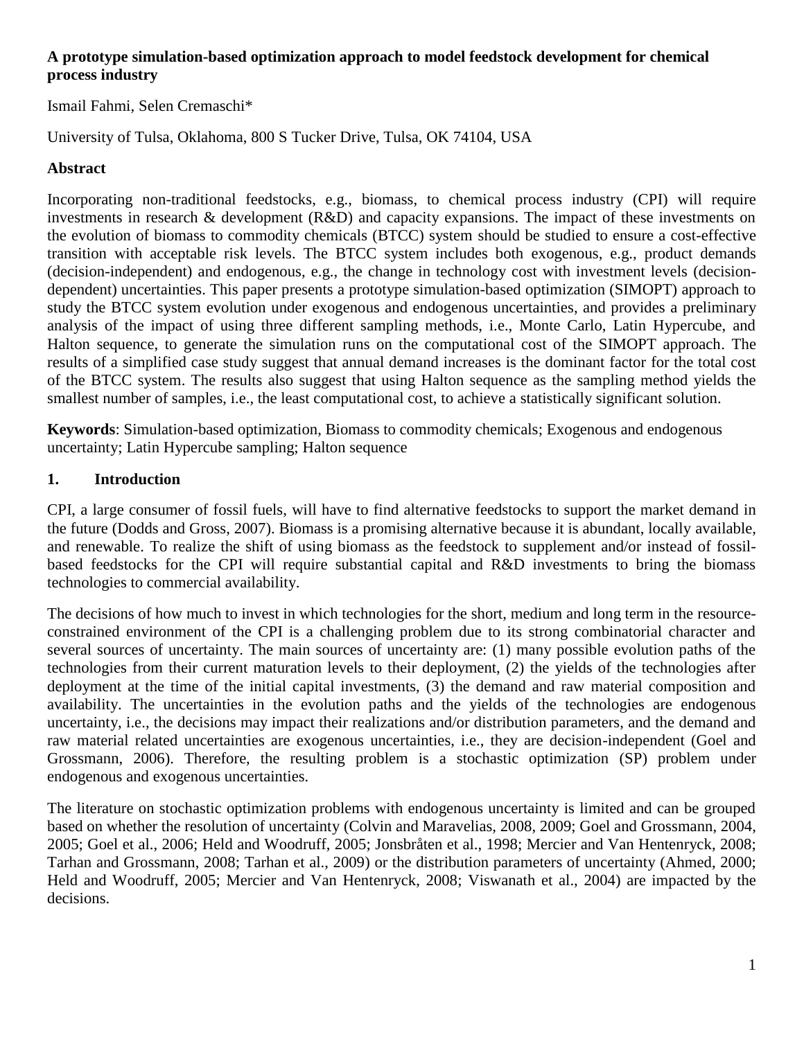**A prototype simulation-based optimization approach to model feedstock development for chemical process industry**

Ismail Fahmi, Selen Cremaschi*

University of Tulsa, Oklahoma, 800 S Tucker Drive, Tulsa, OK 74104, USA

## Abstract

Incorporating non-traditional feedstocks, e.g., biomass, to chemical process industry (CPI) will require investments in research & development (R&D) and capacity expansions. The impact of these investments on the evolution of biomass to commodity chemicals (BTCC) system should be studied to ensure a cost-effective transition with acceptable risk levels. The BTCC system includes both exogenous, e.g., product demands (decision-independent) and endogenous, e.g., the change in technology cost with investment levels (decision-dependent) uncertainties. This paper presents a prototype simulation-based optimization (SIMOPT) approach to study the BTCC system evolution under exogenous and endogenous uncertainties, and provides a preliminary analysis of the impact of using three different sampling methods, i.e., Monte Carlo, Latin Hypercube, and Halton sequence, to generate the simulation runs on the computational cost of the SIMOPT approach. The results of a simplified case study suggest that annual demand increases is the dominant factor for the total cost of the BTCC system. The results also suggest that using Halton sequence as the sampling method yields the smallest number of samples, i.e., the least computational cost, to achieve a statistically significant solution.

**Keywords**: Simulation-based optimization, Biomass to commodity chemicals; Exogenous and endogenous uncertainty; Latin Hypercube sampling; Halton sequence

## 1. Introduction

CPI, a large consumer of fossil fuels, will have to find alternative feedstocks to support the market demand in the future (Dodds and Gross, 2007). Biomass is a promising alternative because it is abundant, locally available, and renewable. To realize the shift of using biomass as the feedstock to supplement and/or instead of fossil-based feedstocks for the CPI will require substantial capital and R&D investments to bring the biomass technologies to commercial availability.

The decisions of how much to invest in which technologies for the short, medium and long term in the resource-constrained environment of the CPI is a challenging problem due to its strong combinatorial character and several sources of uncertainty. The main sources of uncertainty are: (1) many possible evolution paths of the technologies from their current maturation levels to their deployment, (2) the yields of the technologies after deployment at the time of the initial capital investments, (3) the demand and raw material composition and availability. The uncertainties in the evolution paths and the yields of the technologies are endogenous uncertainty, i.e., the decisions may impact their realizations and/or distribution parameters, and the demand and raw material related uncertainties are exogenous uncertainties, i.e., they are decision-independent (Goel and Grossmann, 2006). Therefore, the resulting problem is a stochastic optimization (SP) problem under endogenous and exogenous uncertainties.

The literature on stochastic optimization problems with endogenous uncertainty is limited and can be grouped based on whether the resolution of uncertainty (Colvin and Maravelias, 2008, 2009; Goel and Grossmann, 2004, 2005; Goel et al., 2006; Held and Woodruff, 2005; Jonsbråten et al., 1998; Mercier and Van Hentenryck, 2008; Tarhan and Grossmann, 2008; Tarhan et al., 2009) or the distribution parameters of uncertainty (Ahmed, 2000; Held and Woodruff, 2005; Mercier and Van Hentenryck, 2008; Viswanath et al., 2004) are impacted by the decisions.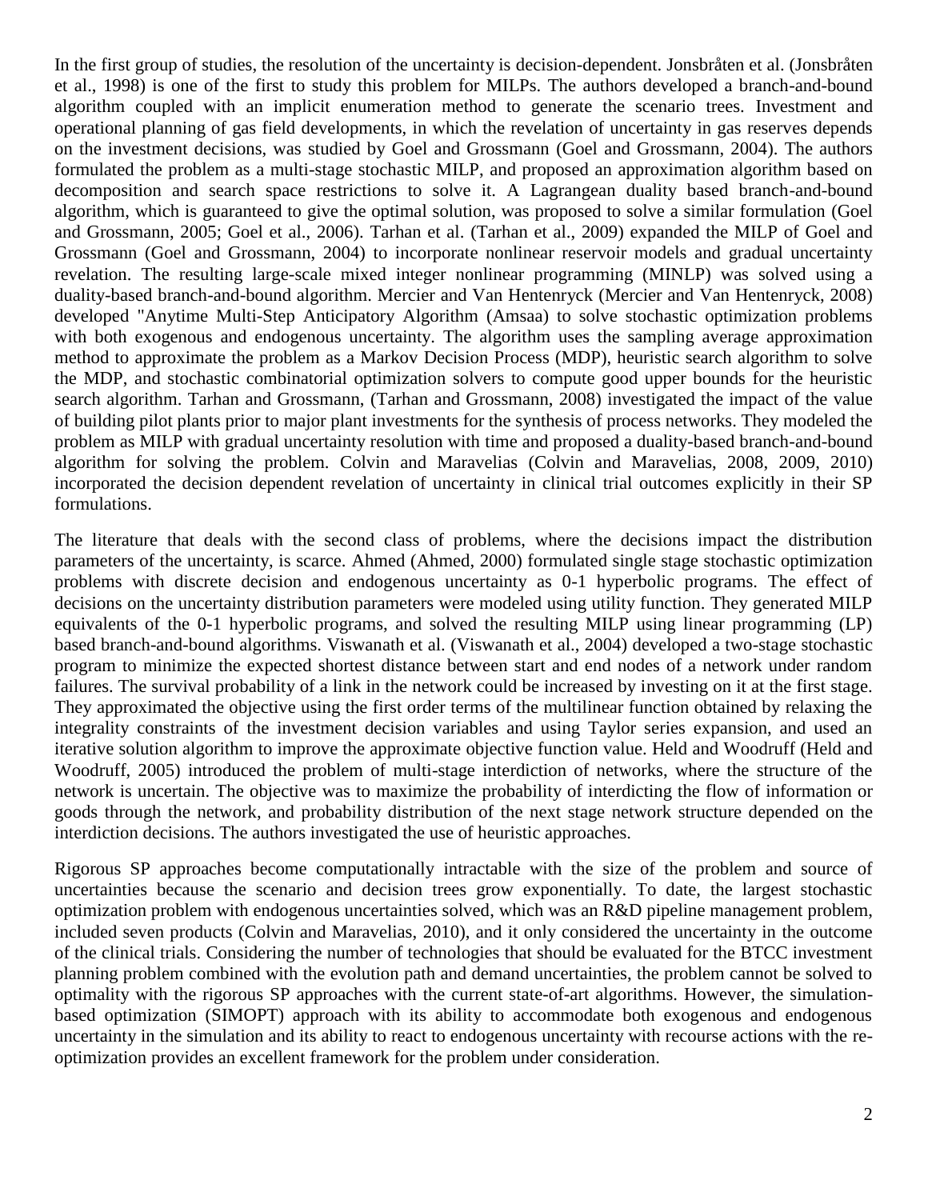In the first group of studies, the resolution of the uncertainty is decision-dependent. Jonsbråten et al. (Jonsbråten et al., 1998) is one of the first to study this problem for MILPs. The authors developed a branch-and-bound algorithm coupled with an implicit enumeration method to generate the scenario trees. Investment and operational planning of gas field developments, in which the revelation of uncertainty in gas reserves depends on the investment decisions, was studied by Goel and Grossmann (Goel and Grossmann, 2004). The authors formulated the problem as a multi-stage stochastic MILP, and proposed an approximation algorithm based on decomposition and search space restrictions to solve it. A Lagrangean duality based branch-and-bound algorithm, which is guaranteed to give the optimal solution, was proposed to solve a similar formulation (Goel and Grossmann, 2005; Goel et al., 2006). Tarhan et al. (Tarhan et al., 2009) expanded the MILP of Goel and Grossmann (Goel and Grossmann, 2004) to incorporate nonlinear reservoir models and gradual uncertainty revelation. The resulting large-scale mixed integer nonlinear programming (MINLP) was solved using a duality-based branch-and-bound algorithm. Mercier and Van Hentenryck (Mercier and Van Hentenryck, 2008) developed "Anytime Multi-Step Anticipatory Algorithm (Amsaa) to solve stochastic optimization problems with both exogenous and endogenous uncertainty. The algorithm uses the sampling average approximation method to approximate the problem as a Markov Decision Process (MDP), heuristic search algorithm to solve the MDP, and stochastic combinatorial optimization solvers to compute good upper bounds for the heuristic search algorithm. Tarhan and Grossmann, (Tarhan and Grossmann, 2008) investigated the impact of the value of building pilot plants prior to major plant investments for the synthesis of process networks. They modeled the problem as MILP with gradual uncertainty resolution with time and proposed a duality-based branch-and-bound algorithm for solving the problem. Colvin and Maravelias (Colvin and Maravelias, 2008, 2009, 2010) incorporated the decision dependent revelation of uncertainty in clinical trial outcomes explicitly in their SP formulations.

The literature that deals with the second class of problems, where the decisions impact the distribution parameters of the uncertainty, is scarce. Ahmed (Ahmed, 2000) formulated single stage stochastic optimization problems with discrete decision and endogenous uncertainty as 0-1 hyperbolic programs. The effect of decisions on the uncertainty distribution parameters were modeled using utility function. They generated MILP equivalents of the 0-1 hyperbolic programs, and solved the resulting MILP using linear programming (LP) based branch-and-bound algorithms. Viswanath et al. (Viswanath et al., 2004) developed a two-stage stochastic program to minimize the expected shortest distance between start and end nodes of a network under random failures. The survival probability of a link in the network could be increased by investing on it at the first stage. They approximated the objective using the first order terms of the multilinear function obtained by relaxing the integrality constraints of the investment decision variables and using Taylor series expansion, and used an iterative solution algorithm to improve the approximate objective function value. Held and Woodruff (Held and Woodruff, 2005) introduced the problem of multi-stage interdiction of networks, where the structure of the network is uncertain. The objective was to maximize the probability of interdicting the flow of information or goods through the network, and probability distribution of the next stage network structure depended on the interdiction decisions. The authors investigated the use of heuristic approaches.

Rigorous SP approaches become computationally intractable with the size of the problem and source of uncertainties because the scenario and decision trees grow exponentially. To date, the largest stochastic optimization problem with endogenous uncertainties solved, which was an R&D pipeline management problem, included seven products (Colvin and Maravelias, 2010), and it only considered the uncertainty in the outcome of the clinical trials. Considering the number of technologies that should be evaluated for the BTCC investment planning problem combined with the evolution path and demand uncertainties, the problem cannot be solved to optimality with the rigorous SP approaches with the current state-of-art algorithms. However, the simulation-based optimization (SIMOPT) approach with its ability to accommodate both exogenous and endogenous uncertainty in the simulation and its ability to react to endogenous uncertainty with recourse actions with the re-optimization provides an excellent framework for the problem under consideration.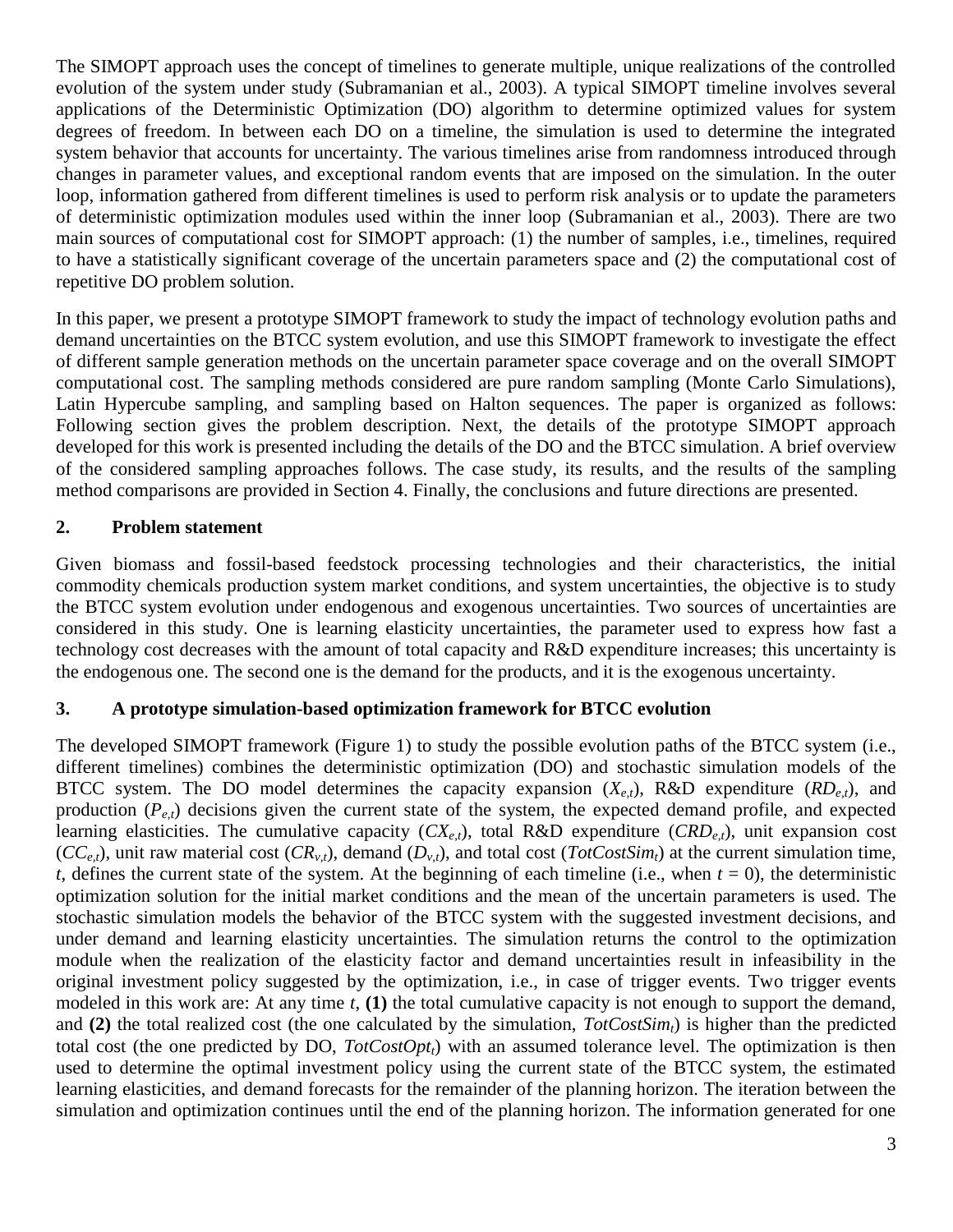The SIMOPT approach uses the concept of timelines to generate multiple, unique realizations of the controlled evolution of the system under study (Subramanian et al., 2003). A typical SIMOPT timeline involves several applications of the Deterministic Optimization (DO) algorithm to determine optimized values for system degrees of freedom. In between each DO on a timeline, the simulation is used to determine the integrated system behavior that accounts for uncertainty. The various timelines arise from randomness introduced through changes in parameter values, and exceptional random events that are imposed on the simulation. In the outer loop, information gathered from different timelines is used to perform risk analysis or to update the parameters of deterministic optimization modules used within the inner loop (Subramanian et al., 2003). There are two main sources of computational cost for SIMOPT approach: (1) the number of samples, i.e., timelines, required to have a statistically significant coverage of the uncertain parameters space and (2) the computational cost of repetitive DO problem solution.

In this paper, we present a prototype SIMOPT framework to study the impact of technology evolution paths and demand uncertainties on the BTCC system evolution, and use this SIMOPT framework to investigate the effect of different sample generation methods on the uncertain parameter space coverage and on the overall SIMOPT computational cost. The sampling methods considered are pure random sampling (Monte Carlo Simulations), Latin Hypercube sampling, and sampling based on Halton sequences. The paper is organized as follows: Following section gives the problem description. Next, the details of the prototype SIMOPT approach developed for this work is presented including the details of the DO and the BTCC simulation. A brief overview of the considered sampling approaches follows. The case study, its results, and the results of the sampling method comparisons are provided in Section 4. Finally, the conclusions and future directions are presented.

## 2. Problem statement

Given biomass and fossil-based feedstock processing technologies and their characteristics, the initial commodity chemicals production system market conditions, and system uncertainties, the objective is to study the BTCC system evolution under endogenous and exogenous uncertainties. Two sources of uncertainties are considered in this study. One is learning elasticity uncertainties, the parameter used to express how fast a technology cost decreases with the amount of total capacity and R&D expenditure increases; this uncertainty is the endogenous one. The second one is the demand for the products, and it is the exogenous uncertainty.

## 3. A prototype simulation-based optimization framework for BTCC evolution

The developed SIMOPT framework (Figure 1) to study the possible evolution paths of the BTCC system (i.e., different timelines) combines the deterministic optimization (DO) and stochastic simulation models of the BTCC system. The DO model determines the capacity expansion ($X_{e,t}$), R&D expenditure ($RD_{e,t}$), and production ($P_{e,t}$) decisions given the current state of the system, the expected demand profile, and expected learning elasticities. The cumulative capacity ($CX_{e,t}$), total R&D expenditure ($CRD_{e,t}$), unit expansion cost ($CC_{e,t}$), unit raw material cost ($CR_{v,t}$), demand ($D_{v,t}$), and total cost ($TotCostSim_t$) at the current simulation time, $t$, defines the current state of the system. At the beginning of each timeline (i.e., when $t = 0$), the deterministic optimization solution for the initial market conditions and the mean of the uncertain parameters is used. The stochastic simulation models the behavior of the BTCC system with the suggested investment decisions, and under demand and learning elasticity uncertainties. The simulation returns the control to the optimization module when the realization of the elasticity factor and demand uncertainties result in infeasibility in the original investment policy suggested by the optimization, i.e., in case of trigger events. Two trigger events modeled in this work are: At any time $t$, **(1)** the total cumulative capacity is not enough to support the demand, and **(2)** the total realized cost (the one calculated by the simulation, $TotCostSim_t$) is higher than the predicted total cost (the one predicted by DO, $TotCostOpt_t$) with an assumed tolerance level. The optimization is then used to determine the optimal investment policy using the current state of the BTCC system, the estimated learning elasticities, and demand forecasts for the remainder of the planning horizon. The iteration between the simulation and optimization continues until the end of the planning horizon. The information generated for one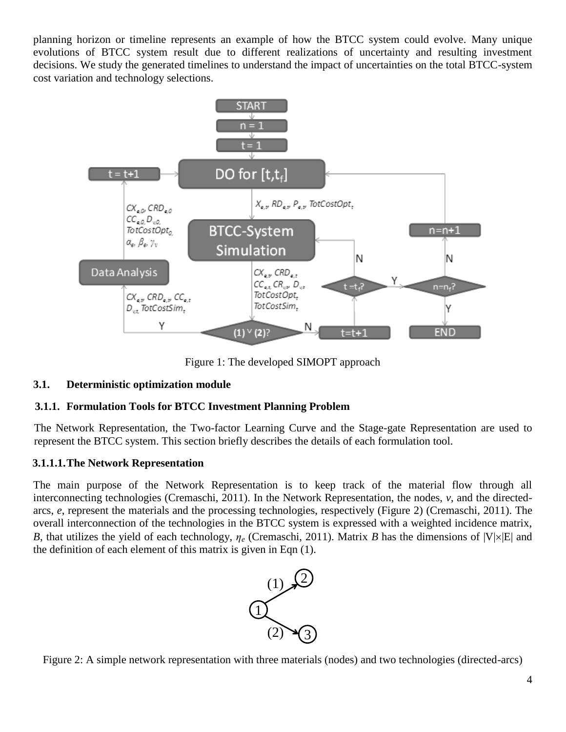planning horizon or timeline represents an example of how the BTCC system could evolve. Many unique evolutions of BTCC system result due to different realizations of uncertainty and resulting investment decisions. We study the generated timelines to understand the impact of uncertainties on the total BTCC-system cost variation and technology selections.

Figure 1: The developed SIMOPT approach

### 3.1. Deterministic optimization module

#### 3.1.1. Formulation Tools for BTCC Investment Planning Problem

The Network Representation, the Two-factor Learning Curve and the Stage-gate Representation are used to represent the BTCC system. This section briefly describes the details of each formulation tool.

##### 3.1.1.1. The Network Representation

The main purpose of the Network Representation is to keep track of the material flow through all interconnecting technologies (Cremaschi, 2011). In the Network Representation, the nodes, $v$, and the directed-arcs, $e$, represent the materials and the processing technologies, respectively (Figure 2) (Cremaschi, 2011). The overall interconnection of the technologies in the BTCC system is expressed with a weighted incidence matrix, $B$, that utilizes the yield of each technology, $\eta_e$ (Cremaschi, 2011). Matrix $B$ has the dimensions of $|V|\times|E|$ and the definition of each element of this matrix is given in Eqn (1).

Figure 2: A simple network representation with three materials (nodes) and two technologies (directed-arcs)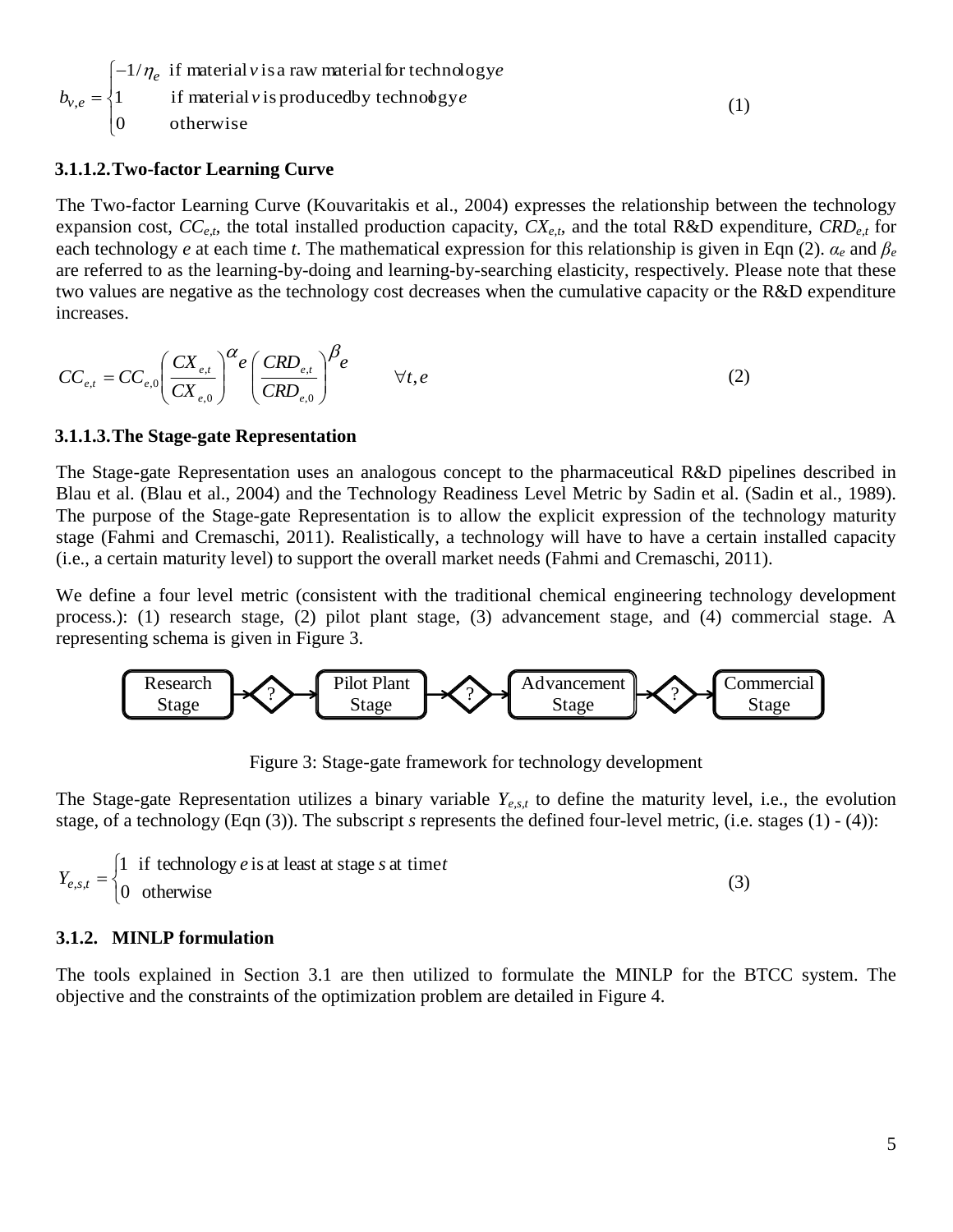$$b_{v,e} = \begin{cases} -1/\eta_e & \text{if material } v \text{ is a raw material for technology } e \\ 1 & \text{if material } v \text{ is produced by technology } e \\ 0 & \text{otherwise} \end{cases} \tag{1}$$

### 3.1.1.2. Two-factor Learning Curve

The Two-factor Learning Curve (Kouvaritakis et al., 2004) expresses the relationship between the technology expansion cost, $CC_{e,t}$, the total installed production capacity, $CX_{e,t}$, and the total R&D expenditure, $CRD_{e,t}$ for each technology $e$ at each time $t$. The mathematical expression for this relationship is given in Eqn (2). $\alpha_e$ and $\beta_e$ are referred to as the learning-by-doing and learning-by-searching elasticity, respectively. Please note that these two values are negative as the technology cost decreases when the cumulative capacity or the R&D expenditure increases.

$$CC_{e,t} = CC_{e,0}\left(\frac{CX_{e,t}}{CX_{e,0}}\right)^{\alpha_e}\left(\frac{CRD_{e,t}}{CRD_{e,0}}\right)^{\beta_e} \qquad \forall t, e \tag{2}$$

### 3.1.1.3. The Stage-gate Representation

The Stage-gate Representation uses an analogous concept to the pharmaceutical R&D pipelines described in Blau et al. (Blau et al., 2004) and the Technology Readiness Level Metric by Sadin et al. (Sadin et al., 1989). The purpose of the Stage-gate Representation is to allow the explicit expression of the technology maturity stage (Fahmi and Cremaschi, 2011). Realistically, a technology will have to have a certain installed capacity (i.e., a certain maturity level) to support the overall market needs (Fahmi and Cremaschi, 2011).

We define a four level metric (consistent with the traditional chemical engineering technology development process.): (1) research stage, (2) pilot plant stage, (3) advancement stage, and (4) commercial stage. A representing schema is given in Figure 3.

Research Stage → ? → Pilot Plant Stage → ? → Advancement Stage → ? → Commercial Stage

Figure 3: Stage-gate framework for technology development

The Stage-gate Representation utilizes a binary variable $Y_{e,s,t}$ to define the maturity level, i.e., the evolution stage, of a technology (Eqn (3)). The subscript $s$ represents the defined four-level metric, (i.e. stages (1) - (4)):

$$Y_{e,s,t} = \begin{cases} 1 & \text{if technology } e \text{ is at least at stage } s \text{ at time } t \\ 0 & \text{otherwise} \end{cases} \tag{3}$$

### 3.1.2. MINLP formulation

The tools explained in Section 3.1 are then utilized to formulate the MINLP for the BTCC system. The objective and the constraints of the optimization problem are detailed in Figure 4.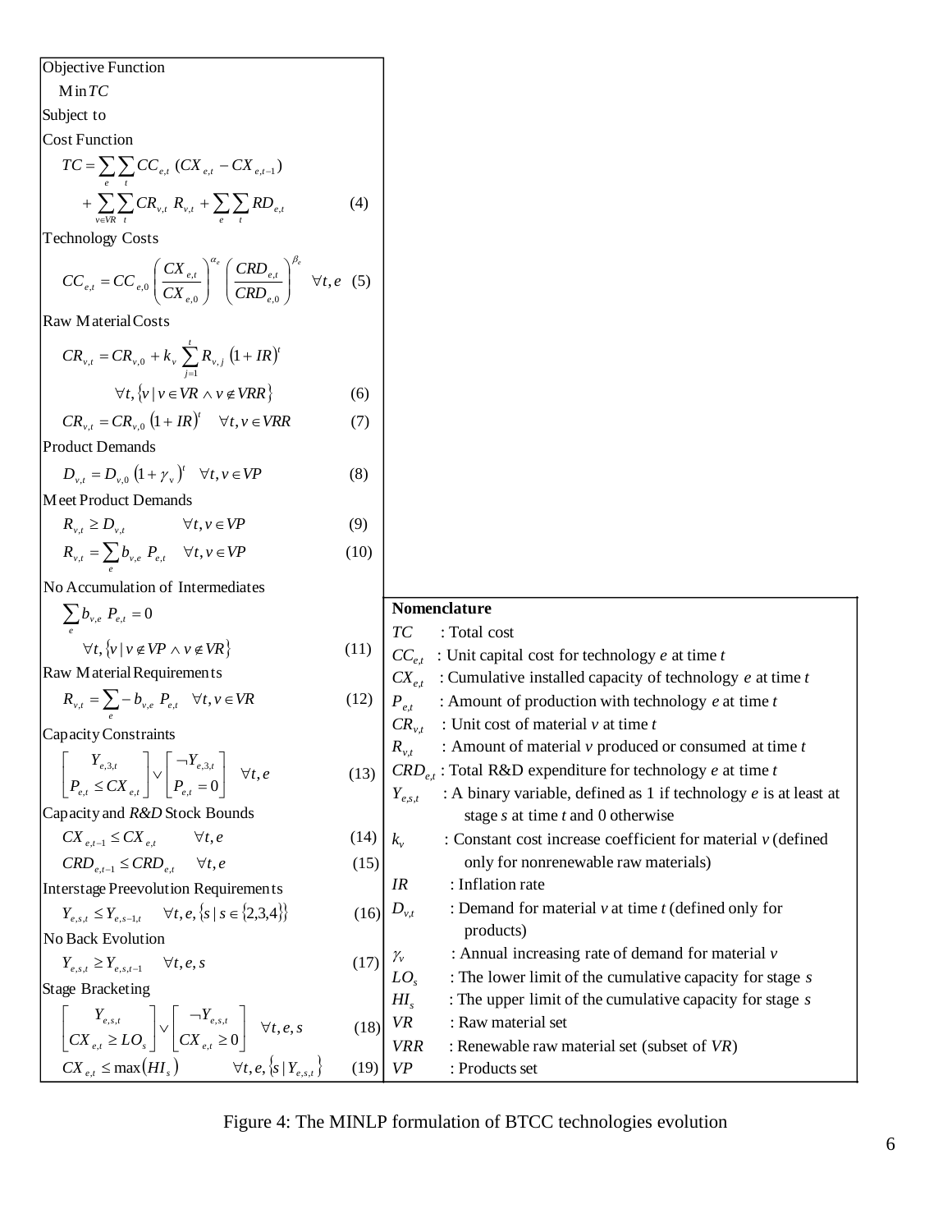**Objective Function**

$$\text{Min}\, TC$$

**Subject to**

**Cost Function**

$$TC = \sum_{e}\sum_{t} CC_{e,t}\,(CX_{e,t} - CX_{e,t-1}) + \sum_{v \in VR}\sum_{t} CR_{v,t}\, R_{v,t} + \sum_{e}\sum_{t} RD_{e,t} \qquad (4)$$

**Technology Costs**

$$CC_{e,t} = CC_{e,0}\left(\frac{CX_{e,t}}{CX_{e,0}}\right)^{\alpha_e}\left(\frac{CRD_{e,t}}{CRD_{e,0}}\right)^{\beta_e} \quad \forall t, e \qquad (5)$$

**Raw Material Costs**

$$CR_{v,t} = CR_{v,0} + k_v \sum_{j=1}^{t} R_{v,j}\,(1+IR)^t \quad \forall t, \{v \mid v \in VR \wedge v \notin VRR\} \qquad (6)$$

$$CR_{v,t} = CR_{v,0}\,(1+IR)^t \quad \forall t, v \in VRR \qquad (7)$$

**Product Demands**

$$D_{v,t} = D_{v,0}\,(1+\gamma_v)^t \quad \forall t, v \in VP \qquad (8)$$

**Meet Product Demands**

$$R_{v,t} \geq D_{v,t} \quad \forall t, v \in VP \qquad (9)$$

$$R_{v,t} = \sum_{e} b_{v,e}\, P_{e,t} \quad \forall t, v \in VP \qquad (10)$$

**No Accumulation of Intermediates**

$$\sum_{e} b_{v,e}\, P_{e,t} = 0 \quad \forall t, \{v \mid v \notin VP \wedge v \notin VR\} \qquad (11)$$

**Raw Material Requirements**

$$R_{v,t} = \sum_{e} -b_{v,e}\, P_{e,t} \quad \forall t, v \in VR \qquad (12)$$

**Capacity Constraints**

$$\begin{bmatrix} Y_{e,3,t} \\ P_{e,t} \leq CX_{e,t} \end{bmatrix} \vee \begin{bmatrix} \neg Y_{e,3,t} \\ P_{e,t} = 0 \end{bmatrix} \quad \forall t, e \qquad (13)$$

**Capacity and *R&D* Stock Bounds**

$$CX_{e,t-1} \leq CX_{e,t} \quad \forall t, e \qquad (14)$$

$$CRD_{e,t-1} \leq CRD_{e,t} \quad \forall t, e \qquad (15)$$

**Interstage Preevolution Requirements**

$$Y_{e,s,t} \leq Y_{e,s-1,t} \quad \forall t, e, \{s \mid s \in \{2,3,4\}\} \qquad (16)$$

**No Back Evolution**

$$Y_{e,s,t} \geq Y_{e,s,t-1} \quad \forall t, e, s \qquad (17)$$

**Stage Bracketing**

$$\begin{bmatrix} Y_{e,s,t} \\ CX_{e,t} \geq LO_s \end{bmatrix} \vee \begin{bmatrix} \neg Y_{e,s,t} \\ CX_{e,t} \geq 0 \end{bmatrix} \quad \forall t, e, s \qquad (18)$$

$$CX_{e,t} \leq \max(HI_s) \quad \forall t, e, \{s \mid Y_{e,s,t}\} \qquad (19)$$

**Nomenclature**

- $TC$ : Total cost
- $CC_{e,t}$ : Unit capital cost for technology $e$ at time $t$
- $CX_{e,t}$ : Cumulative installed capacity of technology $e$ at time $t$
- $P_{e,t}$ : Amount of production with technology $e$ at time $t$
- $CR_{v,t}$ : Unit cost of material $v$ at time $t$
- $R_{v,t}$ : Amount of material $v$ produced or consumed at time $t$
- $CRD_{e,t}$ : Total R&D expenditure for technology $e$ at time $t$
- $Y_{e,s,t}$ : A binary variable, defined as 1 if technology $e$ is at least at stage $s$ at time $t$ and 0 otherwise
- $k_v$ : Constant cost increase coefficient for material $v$ (defined only for nonrenewable raw materials)
- $IR$ : Inflation rate
- $D_{v,t}$ : Demand for material $v$ at time $t$ (defined only for products)
- $\gamma_v$ : Annual increasing rate of demand for material $v$
- $LO_s$ : The lower limit of the cumulative capacity for stage $s$
- $HI_s$ : The upper limit of the cumulative capacity for stage $s$
- $VR$ : Raw material set
- $VRR$ : Renewable raw material set (subset of $VR$)
- $VP$ : Products set

Figure 4: The MINLP formulation of BTCC technologies evolution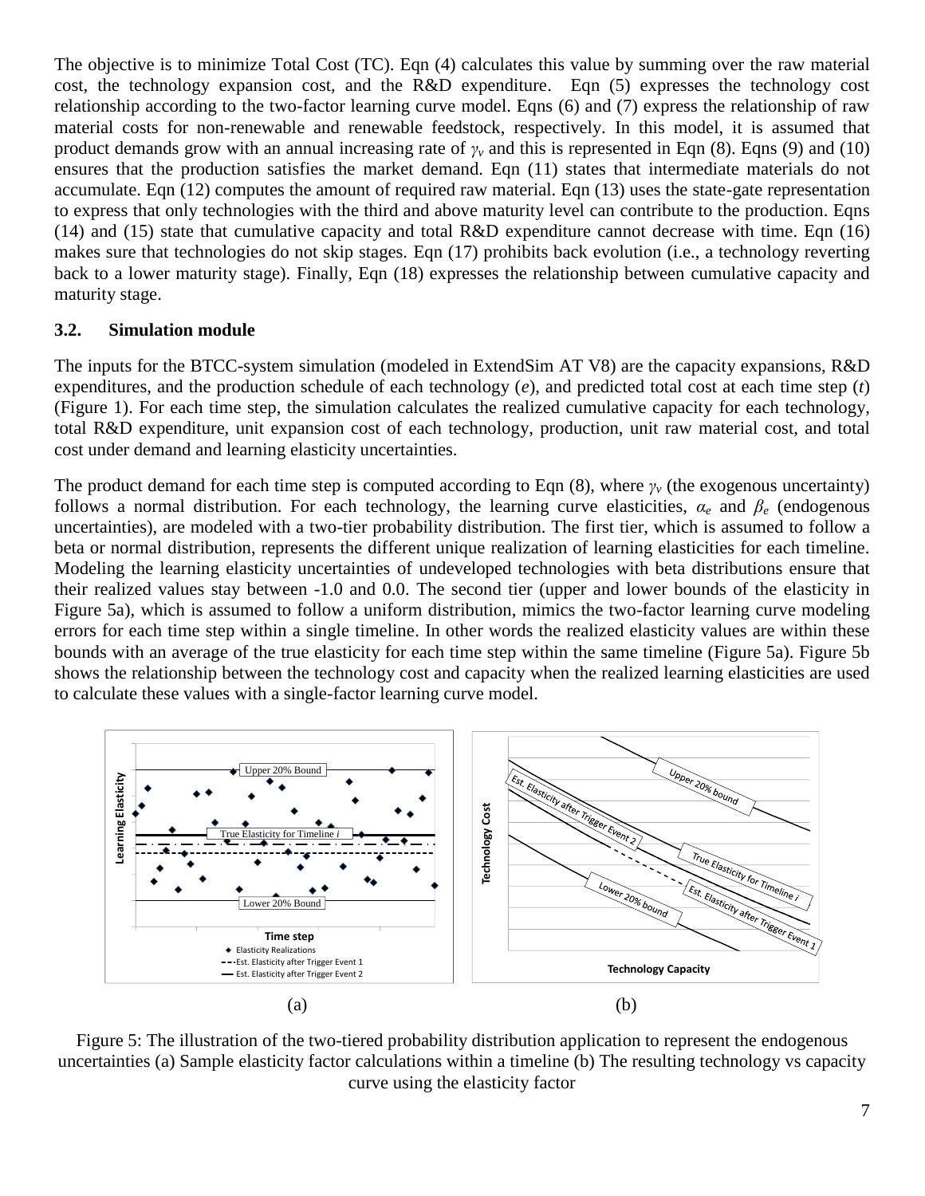The objective is to minimize Total Cost (TC). Eqn (4) calculates this value by summing over the raw material cost, the technology expansion cost, and the R&D expenditure. Eqn (5) expresses the technology cost relationship according to the two-factor learning curve model. Eqns (6) and (7) express the relationship of raw material costs for non-renewable and renewable feedstock, respectively. In this model, it is assumed that product demands grow with an annual increasing rate of $\gamma_v$ and this is represented in Eqn (8). Eqns (9) and (10) ensures that the production satisfies the market demand. Eqn (11) states that intermediate materials do not accumulate. Eqn (12) computes the amount of required raw material. Eqn (13) uses the state-gate representation to express that only technologies with the third and above maturity level can contribute to the production. Eqns (14) and (15) state that cumulative capacity and total R&D expenditure cannot decrease with time. Eqn (16) makes sure that technologies do not skip stages. Eqn (17) prohibits back evolution (i.e., a technology reverting back to a lower maturity stage). Finally, Eqn (18) expresses the relationship between cumulative capacity and maturity stage.

### 3.2. Simulation module

The inputs for the BTCC-system simulation (modeled in ExtendSim AT V8) are the capacity expansions, R&D expenditures, and the production schedule of each technology ($e$), and predicted total cost at each time step ($t$) (Figure 1). For each time step, the simulation calculates the realized cumulative capacity for each technology, total R&D expenditure, unit expansion cost of each technology, production, unit raw material cost, and total cost under demand and learning elasticity uncertainties.

The product demand for each time step is computed according to Eqn (8), where $\gamma_v$ (the exogenous uncertainty) follows a normal distribution. For each technology, the learning curve elasticities, $\alpha_e$ and $\beta_e$ (endogenous uncertainties), are modeled with a two-tier probability distribution. The first tier, which is assumed to follow a beta or normal distribution, represents the different unique realization of learning elasticities for each timeline. Modeling the learning elasticity uncertainties of undeveloped technologies with beta distributions ensure that their realized values stay between -1.0 and 0.0. The second tier (upper and lower bounds of the elasticity in Figure 5a), which is assumed to follow a uniform distribution, mimics the two-factor learning curve modeling errors for each time step within a single timeline. In other words the realized elasticity values are within these bounds with an average of the true elasticity for each time step within the same timeline (Figure 5a). Figure 5b shows the relationship between the technology cost and capacity when the realized learning elasticities are used to calculate these values with a single-factor learning curve model.

(a) (b)

Figure 5: The illustration of the two-tiered probability distribution application to represent the endogenous uncertainties (a) Sample elasticity factor calculations within a timeline (b) The resulting technology vs capacity curve using the elasticity factor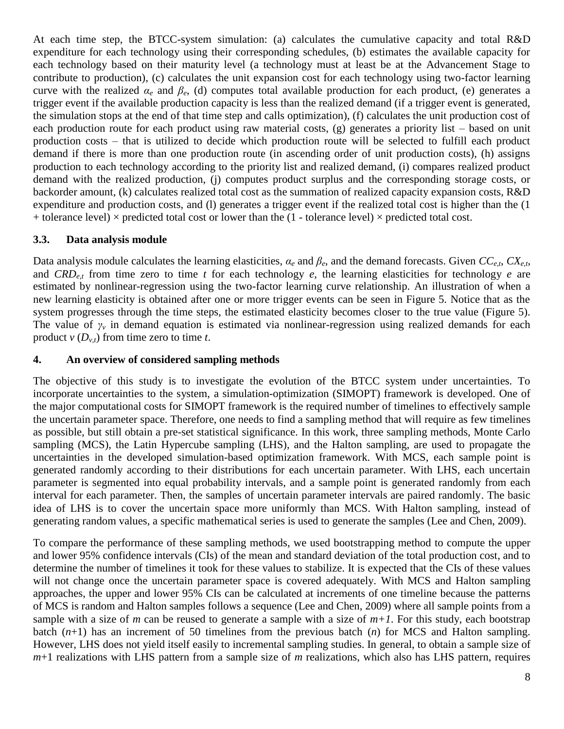At each time step, the BTCC-system simulation: (a) calculates the cumulative capacity and total R&D expenditure for each technology using their corresponding schedules, (b) estimates the available capacity for each technology based on their maturity level (a technology must at least be at the Advancement Stage to contribute to production), (c) calculates the unit expansion cost for each technology using two-factor learning curve with the realized $\alpha_e$ and $\beta_e$, (d) computes total available production for each product, (e) generates a trigger event if the available production capacity is less than the realized demand (if a trigger event is generated, the simulation stops at the end of that time step and calls optimization), (f) calculates the unit production cost of each production route for each product using raw material costs, (g) generates a priority list – based on unit production costs – that is utilized to decide which production route will be selected to fulfill each product demand if there is more than one production route (in ascending order of unit production costs), (h) assigns production to each technology according to the priority list and realized demand, (i) compares realized product demand with the realized production, (j) computes product surplus and the corresponding storage costs, or backorder amount, (k) calculates realized total cost as the summation of realized capacity expansion costs, R&D expenditure and production costs, and (l) generates a trigger event if the realized total cost is higher than the (1 + tolerance level) × predicted total cost or lower than the (1 - tolerance level) × predicted total cost.

### 3.3. Data analysis module

Data analysis module calculates the learning elasticities, $\alpha_e$ and $\beta_e$, and the demand forecasts. Given $CC_{e,t}$, $CX_{e,t}$, and $CRD_{e,t}$ from time zero to time $t$ for each technology $e$, the learning elasticities for technology $e$ are estimated by nonlinear-regression using the two-factor learning curve relationship. An illustration of when a new learning elasticity is obtained after one or more trigger events can be seen in Figure 5. Notice that as the system progresses through the time steps, the estimated elasticity becomes closer to the true value (Figure 5). The value of $\gamma_v$ in demand equation is estimated via nonlinear-regression using realized demands for each product $v$ ($D_{v,t}$) from time zero to time $t$.

## 4. An overview of considered sampling methods

The objective of this study is to investigate the evolution of the BTCC system under uncertainties. To incorporate uncertainties to the system, a simulation-optimization (SIMOPT) framework is developed. One of the major computational costs for SIMOPT framework is the required number of timelines to effectively sample the uncertain parameter space. Therefore, one needs to find a sampling method that will require as few timelines as possible, but still obtain a pre-set statistical significance. In this work, three sampling methods, Monte Carlo sampling (MCS), the Latin Hypercube sampling (LHS), and the Halton sampling, are used to propagate the uncertainties in the developed simulation-based optimization framework. With MCS, each sample point is generated randomly according to their distributions for each uncertain parameter. With LHS, each uncertain parameter is segmented into equal probability intervals, and a sample point is generated randomly from each interval for each parameter. Then, the samples of uncertain parameter intervals are paired randomly. The basic idea of LHS is to cover the uncertain space more uniformly than MCS. With Halton sampling, instead of generating random values, a specific mathematical series is used to generate the samples (Lee and Chen, 2009).

To compare the performance of these sampling methods, we used bootstrapping method to compute the upper and lower 95% confidence intervals (CIs) of the mean and standard deviation of the total production cost, and to determine the number of timelines it took for these values to stabilize. It is expected that the CIs of these values will not change once the uncertain parameter space is covered adequately. With MCS and Halton sampling approaches, the upper and lower 95% CIs can be calculated at increments of one timeline because the patterns of MCS is random and Halton samples follows a sequence (Lee and Chen, 2009) where all sample points from a sample with a size of $m$ can be reused to generate a sample with a size of $m+1$. For this study, each bootstrap batch ($n$+1) has an increment of 50 timelines from the previous batch ($n$) for MCS and Halton sampling. However, LHS does not yield itself easily to incremental sampling studies. In general, to obtain a sample size of $m$+1 realizations with LHS pattern from a sample size of $m$ realizations, which also has LHS pattern, requires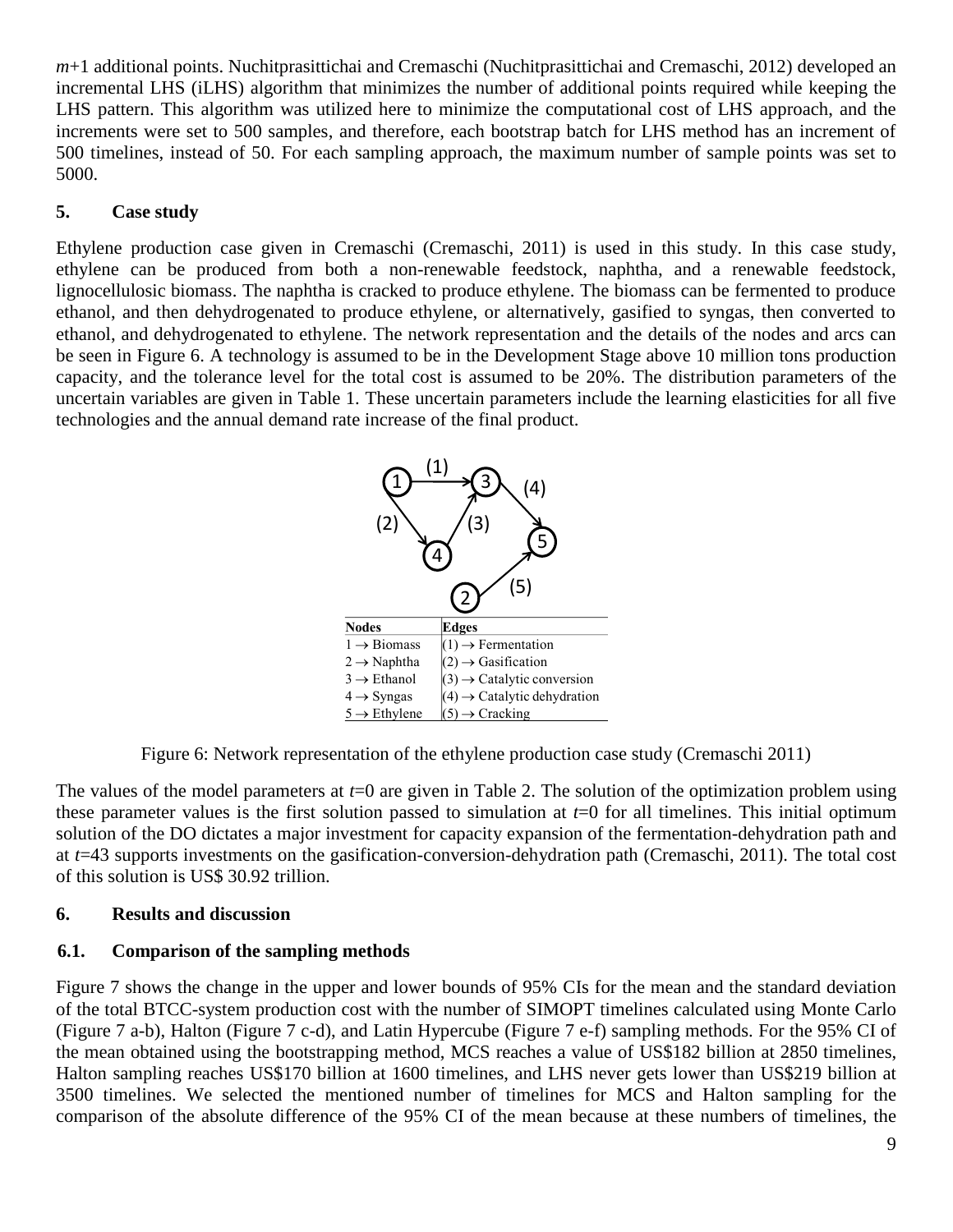$m$+1 additional points. Nuchitprasittichai and Cremaschi (Nuchitprasittichai and Cremaschi, 2012) developed an incremental LHS (iLHS) algorithm that minimizes the number of additional points required while keeping the LHS pattern. This algorithm was utilized here to minimize the computational cost of LHS approach, and the increments were set to 500 samples, and therefore, each bootstrap batch for LHS method has an increment of 500 timelines, instead of 50. For each sampling approach, the maximum number of sample points was set to 5000.

## 5. Case study

Ethylene production case given in Cremaschi (Cremaschi, 2011) is used in this study. In this case study, ethylene can be produced from both a non-renewable feedstock, naphtha, and a renewable feedstock, lignocellulosic biomass. The naphtha is cracked to produce ethylene. The biomass can be fermented to produce ethanol, and then dehydrogenated to produce ethylene, or alternatively, gasified to syngas, then converted to ethanol, and dehydrogenated to ethylene. The network representation and the details of the nodes and arcs can be seen in Figure 6. A technology is assumed to be in the Development Stage above 10 million tons production capacity, and the tolerance level for the total cost is assumed to be 20%. The distribution parameters of the uncertain variables are given in Table 1. These uncertain parameters include the learning elasticities for all five technologies and the annual demand rate increase of the final product.

| Nodes | Edges |
|---|---|
| 1 → Biomass | (1) → Fermentation |
| 2 → Naphtha | (2) → Gasification |
| 3 → Ethanol | (3) → Catalytic conversion |
| 4 → Syngas | (4) → Catalytic dehydration |
| 5 → Ethylene | (5) → Cracking |

Figure 6: Network representation of the ethylene production case study (Cremaschi 2011)

The values of the model parameters at $t$=0 are given in Table 2. The solution of the optimization problem using these parameter values is the first solution passed to simulation at $t$=0 for all timelines. This initial optimum solution of the DO dictates a major investment for capacity expansion of the fermentation-dehydration path and at $t$=43 supports investments on the gasification-conversion-dehydration path (Cremaschi, 2011). The total cost of this solution is US$ 30.92 trillion.

## 6. Results and discussion

### 6.1. Comparison of the sampling methods

Figure 7 shows the change in the upper and lower bounds of 95% CIs for the mean and the standard deviation of the total BTCC-system production cost with the number of SIMOPT timelines calculated using Monte Carlo (Figure 7 a-b), Halton (Figure 7 c-d), and Latin Hypercube (Figure 7 e-f) sampling methods. For the 95% CI of the mean obtained using the bootstrapping method, MCS reaches a value of US$182 billion at 2850 timelines, Halton sampling reaches US$170 billion at 1600 timelines, and LHS never gets lower than US$219 billion at 3500 timelines. We selected the mentioned number of timelines for MCS and Halton sampling for the comparison of the absolute difference of the 95% CI of the mean because at these numbers of timelines, the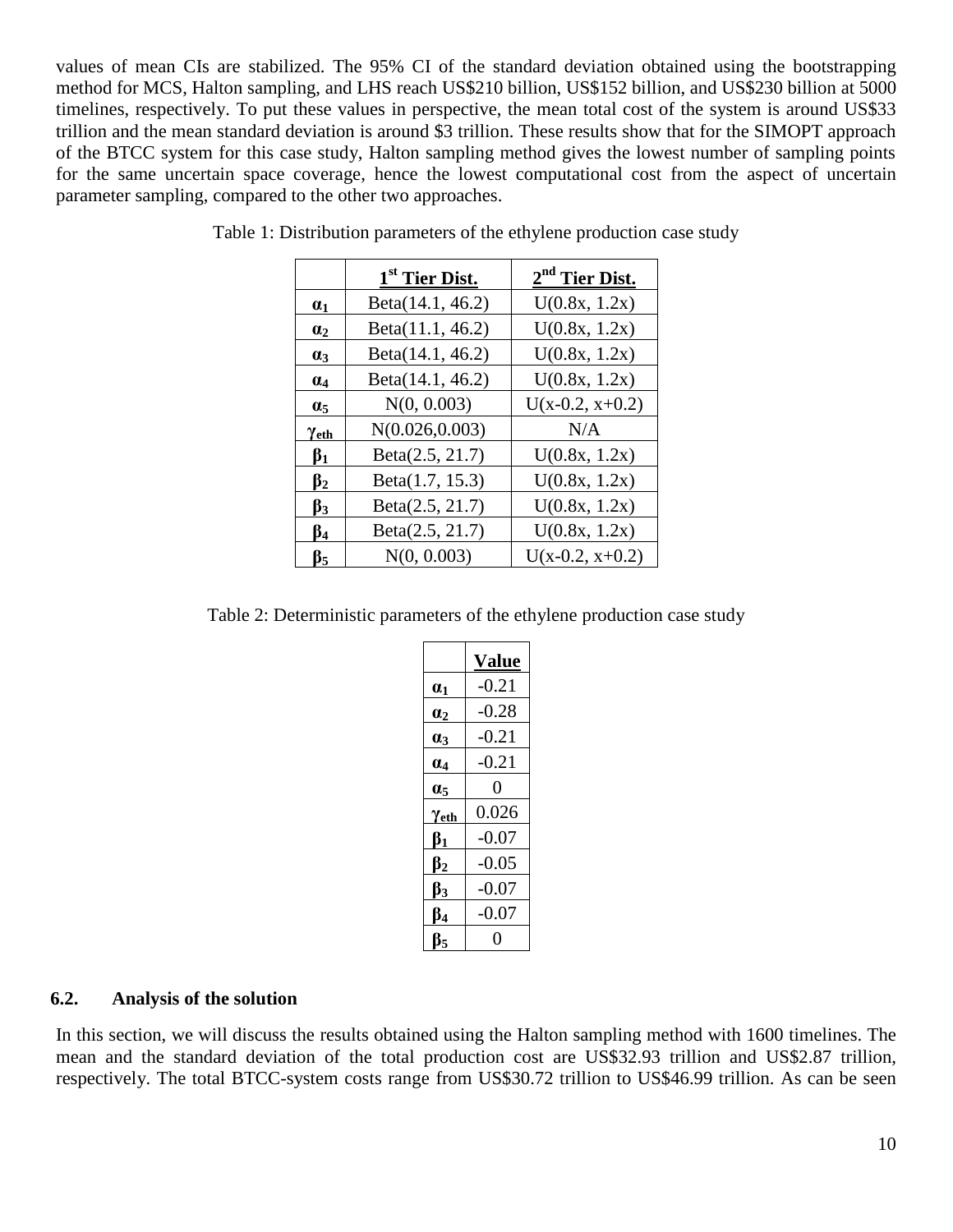values of mean CIs are stabilized. The 95% CI of the standard deviation obtained using the bootstrapping method for MCS, Halton sampling, and LHS reach US$210 billion, US$152 billion, and US$230 billion at 5000 timelines, respectively. To put these values in perspective, the mean total cost of the system is around US$33 trillion and the mean standard deviation is around $3 trillion. These results show that for the SIMOPT approach of the BTCC system for this case study, Halton sampling method gives the lowest number of sampling points for the same uncertain space coverage, hence the lowest computational cost from the aspect of uncertain parameter sampling, compared to the other two approaches.

Table 1: Distribution parameters of the ethylene production case study

| | 1[st] Tier Dist. | 2[nd] Tier Dist. |
|---|---|---|
| $\alpha_1$ | Beta(14.1, 46.2) | U(0.8x, 1.2x) |
| $\alpha_2$ | Beta(11.1, 46.2) | U(0.8x, 1.2x) |
| $\alpha_3$ | Beta(14.1, 46.2) | U(0.8x, 1.2x) |
| $\alpha_4$ | Beta(14.1, 46.2) | U(0.8x, 1.2x) |
| $\alpha_5$ | N(0, 0.003) | U(x-0.2, x+0.2) |
| $\gamma_{eth}$ | N(0.026,0.003) | N/A |
| $\beta_1$ | Beta(2.5, 21.7) | U(0.8x, 1.2x) |
| $\beta_2$ | Beta(1.7, 15.3) | U(0.8x, 1.2x) |
| $\beta_3$ | Beta(2.5, 21.7) | U(0.8x, 1.2x) |
| $\beta_4$ | Beta(2.5, 21.7) | U(0.8x, 1.2x) |
| $\beta_5$ | N(0, 0.003) | U(x-0.2, x+0.2) |

Table 2: Deterministic parameters of the ethylene production case study

| | Value |
|---|---|
| $\alpha_1$ | -0.21 |
| $\alpha_2$ | -0.28 |
| $\alpha_3$ | -0.21 |
| $\alpha_4$ | -0.21 |
| $\alpha_5$ | 0 |
| $\gamma_{eth}$ | 0.026 |
| $\beta_1$ | -0.07 |
| $\beta_2$ | -0.05 |
| $\beta_3$ | -0.07 |
| $\beta_4$ | -0.07 |
| $\beta_5$ | 0 |

### 6.2. Analysis of the solution

In this section, we will discuss the results obtained using the Halton sampling method with 1600 timelines. The mean and the standard deviation of the total production cost are US$32.93 trillion and US$2.87 trillion, respectively. The total BTCC-system costs range from US$30.72 trillion to US$46.99 trillion. As can be seen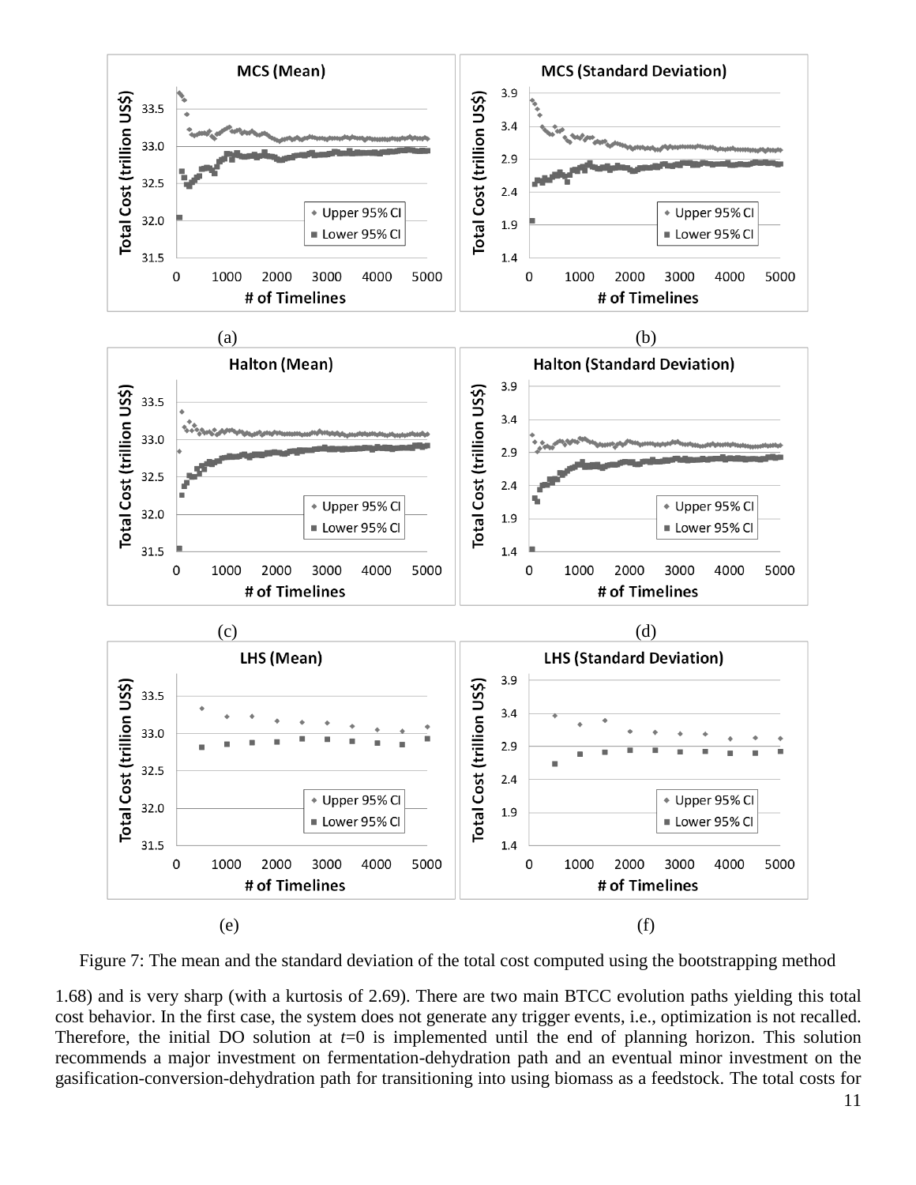(a)

(b)

(c)

(d)

(e)

(f)

Figure 7: The mean and the standard deviation of the total cost computed using the bootstrapping method

1.68) and is very sharp (with a kurtosis of 2.69). There are two main BTCC evolution paths yielding this total cost behavior. In the first case, the system does not generate any trigger events, i.e., optimization is not recalled. Therefore, the initial DO solution at $t$=0 is implemented until the end of planning horizon. This solution recommends a major investment on fermentation-dehydration path and an eventual minor investment on the gasification-conversion-dehydration path for transitioning into using biomass as a feedstock. The total costs for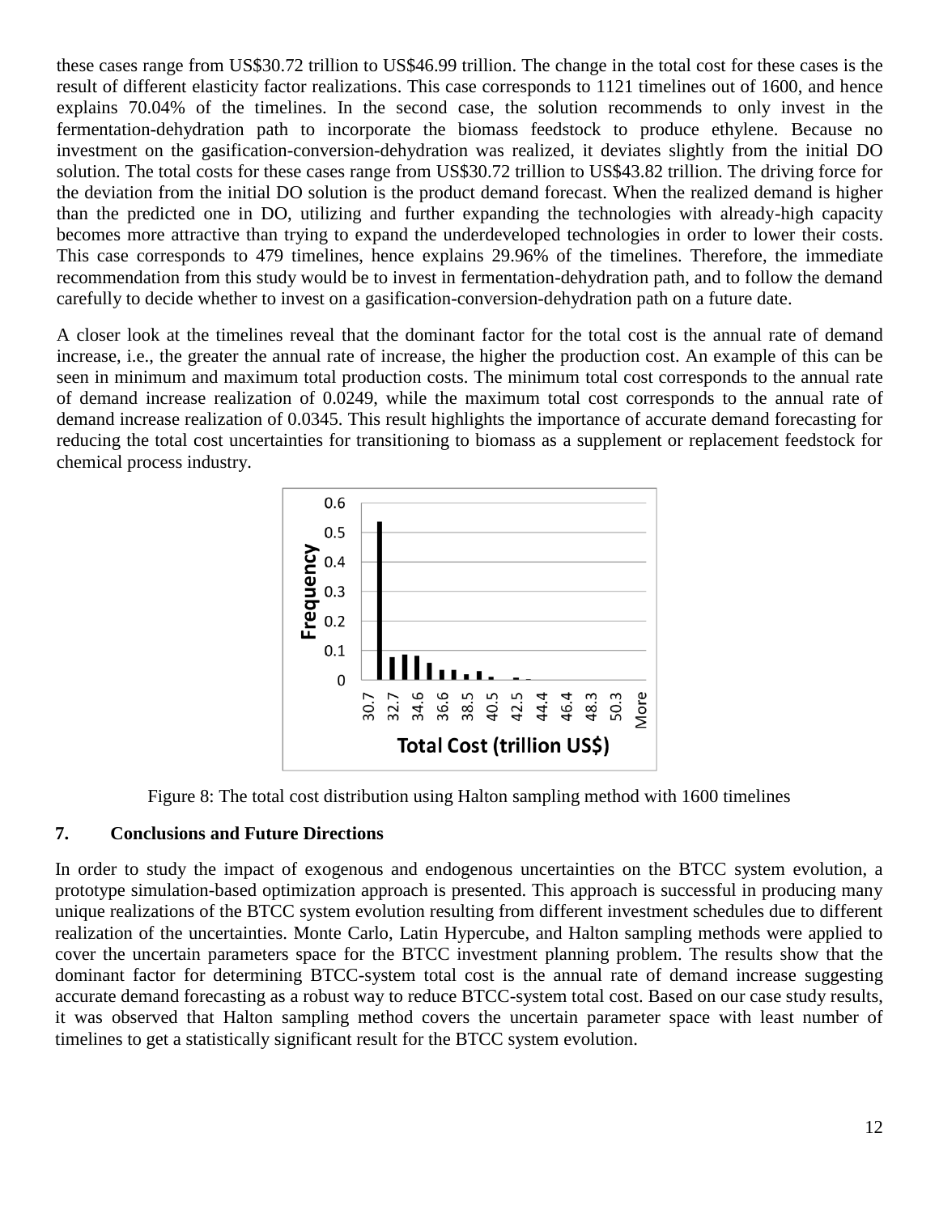these cases range from US$30.72 trillion to US$46.99 trillion. The change in the total cost for these cases is the result of different elasticity factor realizations. This case corresponds to 1121 timelines out of 1600, and hence explains 70.04% of the timelines. In the second case, the solution recommends to only invest in the fermentation-dehydration path to incorporate the biomass feedstock to produce ethylene. Because no investment on the gasification-conversion-dehydration was realized, it deviates slightly from the initial DO solution. The total costs for these cases range from US$30.72 trillion to US$43.82 trillion. The driving force for the deviation from the initial DO solution is the product demand forecast. When the realized demand is higher than the predicted one in DO, utilizing and further expanding the technologies with already-high capacity becomes more attractive than trying to expand the underdeveloped technologies in order to lower their costs. This case corresponds to 479 timelines, hence explains 29.96% of the timelines. Therefore, the immediate recommendation from this study would be to invest in fermentation-dehydration path, and to follow the demand carefully to decide whether to invest on a gasification-conversion-dehydration path on a future date.

A closer look at the timelines reveal that the dominant factor for the total cost is the annual rate of demand increase, i.e., the greater the annual rate of increase, the higher the production cost. An example of this can be seen in minimum and maximum total production costs. The minimum total cost corresponds to the annual rate of demand increase realization of 0.0249, while the maximum total cost corresponds to the annual rate of demand increase realization of 0.0345. This result highlights the importance of accurate demand forecasting for reducing the total cost uncertainties for transitioning to biomass as a supplement or replacement feedstock for chemical process industry.

Figure 8: The total cost distribution using Halton sampling method with 1600 timelines

## 7. Conclusions and Future Directions

In order to study the impact of exogenous and endogenous uncertainties on the BTCC system evolution, a prototype simulation-based optimization approach is presented. This approach is successful in producing many unique realizations of the BTCC system evolution resulting from different investment schedules due to different realization of the uncertainties. Monte Carlo, Latin Hypercube, and Halton sampling methods were applied to cover the uncertain parameters space for the BTCC investment planning problem. The results show that the dominant factor for determining BTCC-system total cost is the annual rate of demand increase suggesting accurate demand forecasting as a robust way to reduce BTCC-system total cost. Based on our case study results, it was observed that Halton sampling method covers the uncertain parameter space with least number of timelines to get a statistically significant result for the BTCC system evolution.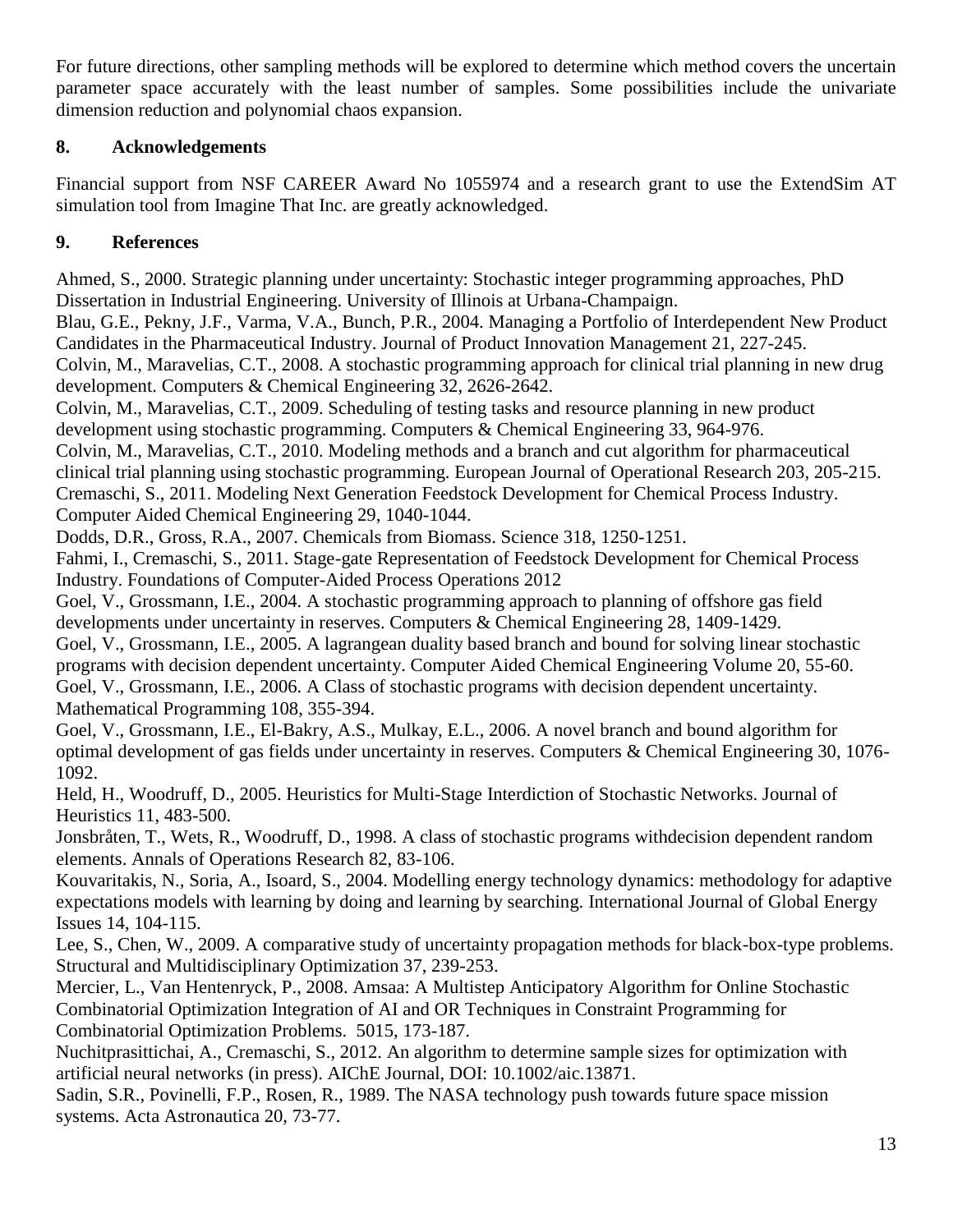For future directions, other sampling methods will be explored to determine which method covers the uncertain parameter space accurately with the least number of samples. Some possibilities include the univariate dimension reduction and polynomial chaos expansion.

## 8. Acknowledgements

Financial support from NSF CAREER Award No 1055974 and a research grant to use the ExtendSim AT simulation tool from Imagine That Inc. are greatly acknowledged.

## 9. References

Ahmed, S., 2000. Strategic planning under uncertainty: Stochastic integer programming approaches, PhD Dissertation in Industrial Engineering. University of Illinois at Urbana-Champaign.

Blau, G.E., Pekny, J.F., Varma, V.A., Bunch, P.R., 2004. Managing a Portfolio of Interdependent New Product Candidates in the Pharmaceutical Industry. Journal of Product Innovation Management 21, 227-245.

Colvin, M., Maravelias, C.T., 2008. A stochastic programming approach for clinical trial planning in new drug development. Computers & Chemical Engineering 32, 2626-2642.

Colvin, M., Maravelias, C.T., 2009. Scheduling of testing tasks and resource planning in new product development using stochastic programming. Computers & Chemical Engineering 33, 964-976.

Colvin, M., Maravelias, C.T., 2010. Modeling methods and a branch and cut algorithm for pharmaceutical clinical trial planning using stochastic programming. European Journal of Operational Research 203, 205-215.

Cremaschi, S., 2011. Modeling Next Generation Feedstock Development for Chemical Process Industry. Computer Aided Chemical Engineering 29, 1040-1044.

Dodds, D.R., Gross, R.A., 2007. Chemicals from Biomass. Science 318, 1250-1251.

Fahmi, I., Cremaschi, S., 2011. Stage-gate Representation of Feedstock Development for Chemical Process Industry. Foundations of Computer-Aided Process Operations 2012

Goel, V., Grossmann, I.E., 2004. A stochastic programming approach to planning of offshore gas field developments under uncertainty in reserves. Computers & Chemical Engineering 28, 1409-1429.

Goel, V., Grossmann, I.E., 2005. A lagrangean duality based branch and bound for solving linear stochastic programs with decision dependent uncertainty. Computer Aided Chemical Engineering Volume 20, 55-60.

Goel, V., Grossmann, I.E., 2006. A Class of stochastic programs with decision dependent uncertainty. Mathematical Programming 108, 355-394.

Goel, V., Grossmann, I.E., El-Bakry, A.S., Mulkay, E.L., 2006. A novel branch and bound algorithm for optimal development of gas fields under uncertainty in reserves. Computers & Chemical Engineering 30, 1076-1092.

Held, H., Woodruff, D., 2005. Heuristics for Multi-Stage Interdiction of Stochastic Networks. Journal of Heuristics 11, 483-500.

Jonsbråten, T., Wets, R., Woodruff, D., 1998. A class of stochastic programs withdecision dependent random elements. Annals of Operations Research 82, 83-106.

Kouvaritakis, N., Soria, A., Isoard, S., 2004. Modelling energy technology dynamics: methodology for adaptive expectations models with learning by doing and learning by searching. International Journal of Global Energy Issues 14, 104-115.

Lee, S., Chen, W., 2009. A comparative study of uncertainty propagation methods for black-box-type problems. Structural and Multidisciplinary Optimization 37, 239-253.

Mercier, L., Van Hentenryck, P., 2008. Amsaa: A Multistep Anticipatory Algorithm for Online Stochastic Combinatorial Optimization Integration of AI and OR Techniques in Constraint Programming for Combinatorial Optimization Problems. 5015, 173-187.

Nuchitprasittichai, A., Cremaschi, S., 2012. An algorithm to determine sample sizes for optimization with artificial neural networks (in press). AIChE Journal, DOI: 10.1002/aic.13871.

Sadin, S.R., Povinelli, F.P., Rosen, R., 1989. The NASA technology push towards future space mission systems. Acta Astronautica 20, 73-77.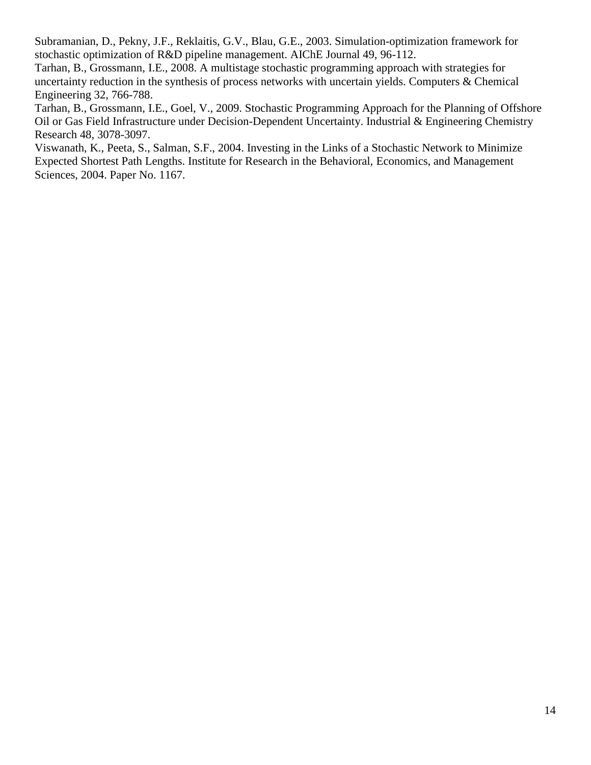Subramanian, D., Pekny, J.F., Reklaitis, G.V., Blau, G.E., 2003. Simulation-optimization framework for stochastic optimization of R&D pipeline management. AIChE Journal 49, 96-112.

Tarhan, B., Grossmann, I.E., 2008. A multistage stochastic programming approach with strategies for uncertainty reduction in the synthesis of process networks with uncertain yields. Computers & Chemical Engineering 32, 766-788.

Tarhan, B., Grossmann, I.E., Goel, V., 2009. Stochastic Programming Approach for the Planning of Offshore Oil or Gas Field Infrastructure under Decision-Dependent Uncertainty. Industrial & Engineering Chemistry Research 48, 3078-3097.

Viswanath, K., Peeta, S., Salman, S.F., 2004. Investing in the Links of a Stochastic Network to Minimize Expected Shortest Path Lengths. Institute for Research in the Behavioral, Economics, and Management Sciences, 2004. Paper No. 1167.